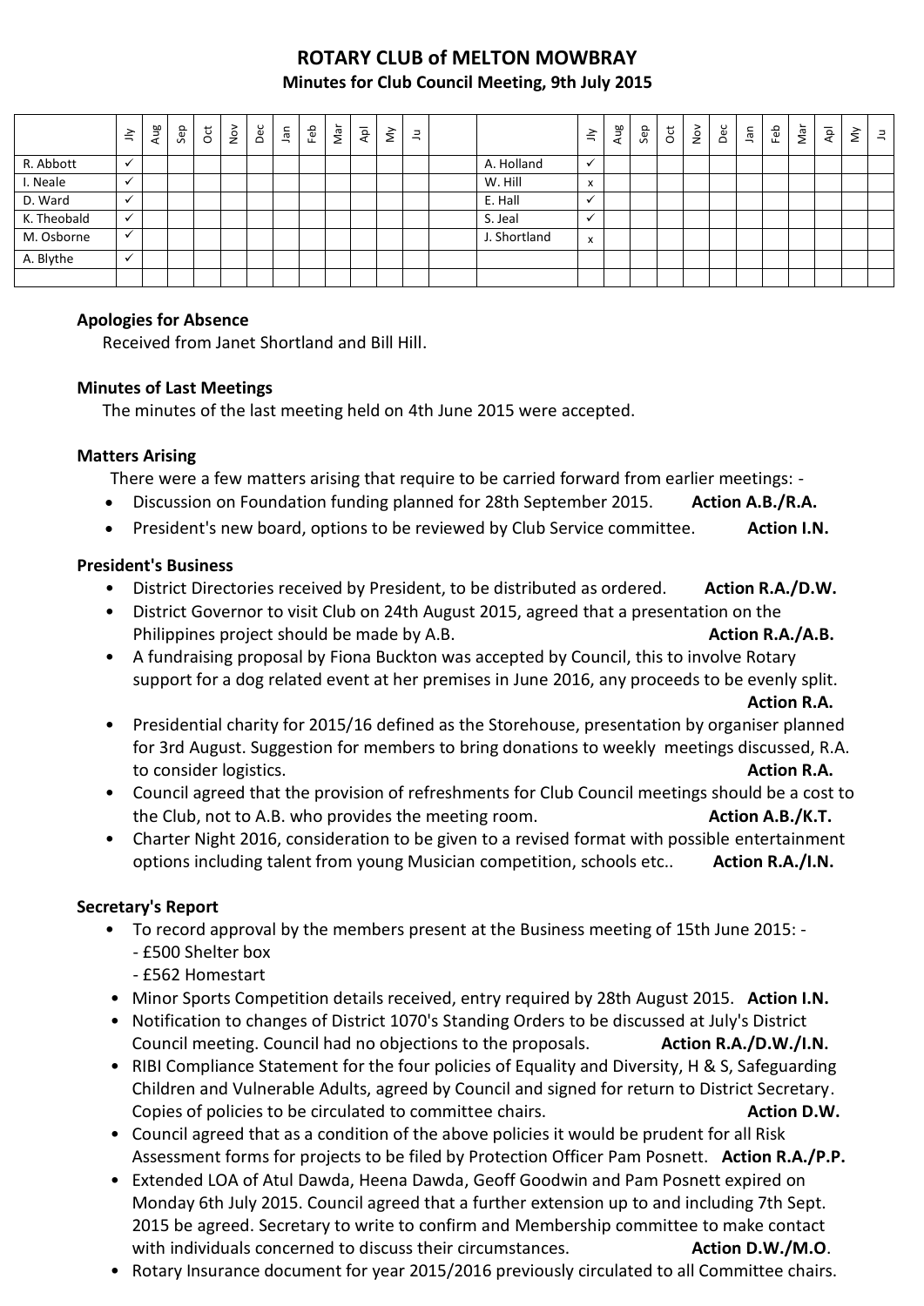# ROTARY CLUB of MELTON MOWBRAY

## Minutes for Club Council Meeting, 9th July 2015

| | Jly | Aug | Sep | Oct | Nov | Dec | Jan | Feb | Mar | Apl | My | Ju | | | Jly | Aug | Sep | Oct | Nov | Dec | Jan | Feb | Mar | Apl | My | Ju |
|---|---|---|---|---|---|---|---|---|---|---|---|---|---|---|---|---|---|---|---|---|---|---|---|---|---|---|
| R. Abbott | ✓ | | | | | | | | | | | | | A. Holland | ✓ | | | | | | | | | | | |
| I. Neale | ✓ | | | | | | | | | | | | | W. Hill | x | | | | | | | | | | | |
| D. Ward | ✓ | | | | | | | | | | | | | E. Hall | ✓ | | | | | | | | | | | |
| K. Theobald | ✓ | | | | | | | | | | | | | S. Jeal | ✓ | | | | | | | | | | | |
| M. Osborne | ✓ | | | | | | | | | | | | | J. Shortland | x | | | | | | | | | | | |
| A. Blythe | ✓ | | | | | | | | | | | | | | | | | | | | | | | | | |
| | | | | | | | | | | | | | | | | | | | | | | | | | | |

### Apologies for Absence

Received from Janet Shortland and Bill Hill.

### Minutes of Last Meetings

The minutes of the last meeting held on 4th June 2015 were accepted.

### Matters Arising

There were a few matters arising that require to be carried forward from earlier meetings: -

- Discussion on Foundation funding planned for 28th September 2015. **Action A.B./R.A.**
- President's new board, options to be reviewed by Club Service committee. **Action I.N.**

### President's Business

- District Directories received by President, to be distributed as ordered. **Action R.A./D.W.**
- District Governor to visit Club on 24th August 2015, agreed that a presentation on the Philippines project should be made by A.B. **Action R.A./A.B.**
- A fundraising proposal by Fiona Buckton was accepted by Council, this to involve Rotary support for a dog related event at her premises in June 2016, any proceeds to be evenly split. **Action R.A.**
- Presidential charity for 2015/16 defined as the Storehouse, presentation by organiser planned for 3rd August. Suggestion for members to bring donations to weekly meetings discussed, R.A. to consider logistics. **Action R.A.**
- Council agreed that the provision of refreshments for Club Council meetings should be a cost to the Club, not to A.B. who provides the meeting room. **Action A.B./K.T.**
- Charter Night 2016, consideration to be given to a revised format with possible entertainment options including talent from young Musician competition, schools etc.. **Action R.A./I.N.**

### Secretary's Report

- To record approval by the members present at the Business meeting of 15th June 2015: -
  - £500 Shelter box
  - £562 Homestart
- Minor Sports Competition details received, entry required by 28th August 2015. **Action I.N.**
- Notification to changes of District 1070's Standing Orders to be discussed at July's District Council meeting. Council had no objections to the proposals. **Action R.A./D.W./I.N.**
- RIBI Compliance Statement for the four policies of Equality and Diversity, H & S, Safeguarding Children and Vulnerable Adults, agreed by Council and signed for return to District Secretary. Copies of policies to be circulated to committee chairs. **Action D.W.**
- Council agreed that as a condition of the above policies it would be prudent for all Risk Assessment forms for projects to be filed by Protection Officer Pam Posnett. **Action R.A./P.P.**
- Extended LOA of Atul Dawda, Heena Dawda, Geoff Goodwin and Pam Posnett expired on Monday 6th July 2015. Council agreed that a further extension up to and including 7th Sept. 2015 be agreed. Secretary to write to confirm and Membership committee to make contact with individuals concerned to discuss their circumstances. **Action D.W./M.O**.
- Rotary Insurance document for year 2015/2016 previously circulated to all Committee chairs.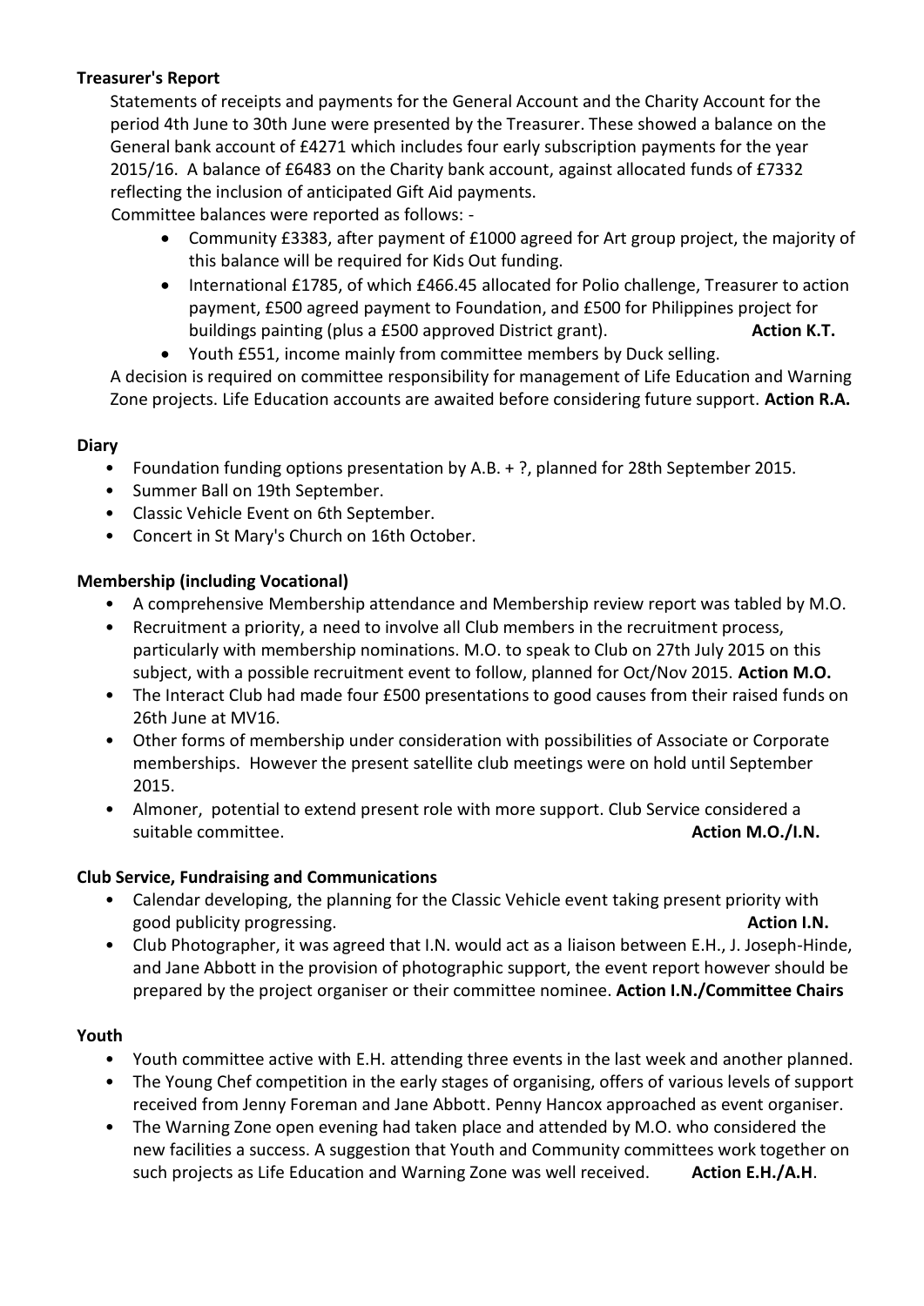**Treasurer's Report**

Statements of receipts and payments for the General Account and the Charity Account for the period 4th June to 30th June were presented by the Treasurer. These showed a balance on the General bank account of £4271 which includes four early subscription payments for the year 2015/16. A balance of £6483 on the Charity bank account, against allocated funds of £7332 reflecting the inclusion of anticipated Gift Aid payments.

Committee balances were reported as follows: -

- Community £3383, after payment of £1000 agreed for Art group project, the majority of this balance will be required for Kids Out funding.
- International £1785, of which £466.45 allocated for Polio challenge, Treasurer to action payment, £500 agreed payment to Foundation, and £500 for Philippines project for buildings painting (plus a £500 approved District grant). **Action K.T.**
- Youth £551, income mainly from committee members by Duck selling.

A decision is required on committee responsibility for management of Life Education and Warning Zone projects. Life Education accounts are awaited before considering future support. **Action R.A.**

**Diary**

- Foundation funding options presentation by A.B. + ?, planned for 28th September 2015.
- Summer Ball on 19th September.
- Classic Vehicle Event on 6th September.
- Concert in St Mary's Church on 16th October.

**Membership (including Vocational)**

- A comprehensive Membership attendance and Membership review report was tabled by M.O.
- Recruitment a priority, a need to involve all Club members in the recruitment process, particularly with membership nominations. M.O. to speak to Club on 27th July 2015 on this subject, with a possible recruitment event to follow, planned for Oct/Nov 2015. **Action M.O.**
- The Interact Club had made four £500 presentations to good causes from their raised funds on 26th June at MV16.
- Other forms of membership under consideration with possibilities of Associate or Corporate memberships. However the present satellite club meetings were on hold until September 2015.
- Almoner, potential to extend present role with more support. Club Service considered a suitable committee. **Action M.O./I.N.**

**Club Service, Fundraising and Communications**

- Calendar developing, the planning for the Classic Vehicle event taking present priority with good publicity progressing. **Action I.N.**
- Club Photographer, it was agreed that I.N. would act as a liaison between E.H., J. Joseph-Hinde, and Jane Abbott in the provision of photographic support, the event report however should be prepared by the project organiser or their committee nominee. **Action I.N./Committee Chairs**

**Youth**

- Youth committee active with E.H. attending three events in the last week and another planned.
- The Young Chef competition in the early stages of organising, offers of various levels of support received from Jenny Foreman and Jane Abbott. Penny Hancox approached as event organiser.
- The Warning Zone open evening had taken place and attended by M.O. who considered the new facilities a success. A suggestion that Youth and Community committees work together on such projects as Life Education and Warning Zone was well received. **Action E.H./A.H.**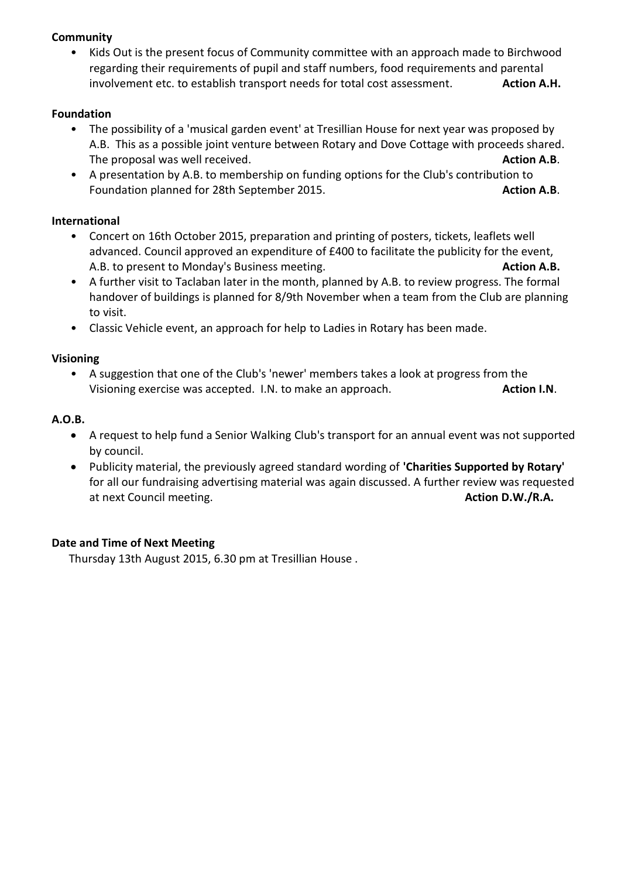**Community**

- Kids Out is the present focus of Community committee with an approach made to Birchwood regarding their requirements of pupil and staff numbers, food requirements and parental involvement etc. to establish transport needs for total cost assessment. **Action A.H.**

**Foundation**

- The possibility of a 'musical garden event' at Tresillian House for next year was proposed by A.B. This as a possible joint venture between Rotary and Dove Cottage with proceeds shared. The proposal was well received. **Action A.B**.
- A presentation by A.B. to membership on funding options for the Club's contribution to Foundation planned for 28th September 2015. **Action A.B**.

**International**

- Concert on 16th October 2015, preparation and printing of posters, tickets, leaflets well advanced. Council approved an expenditure of £400 to facilitate the publicity for the event, A.B. to present to Monday's Business meeting. **Action A.B.**
- A further visit to Taclaban later in the month, planned by A.B. to review progress. The formal handover of buildings is planned for 8/9th November when a team from the Club are planning to visit.
- Classic Vehicle event, an approach for help to Ladies in Rotary has been made.

**Visioning**

- A suggestion that one of the Club's 'newer' members takes a look at progress from the Visioning exercise was accepted. I.N. to make an approach. **Action I.N**.

**A.O.B.**

- A request to help fund a Senior Walking Club's transport for an annual event was not supported by council.
- Publicity material, the previously agreed standard wording of **'Charities Supported by Rotary'** for all our fundraising advertising material was again discussed. A further review was requested at next Council meeting. **Action D.W./R.A.**

**Date and Time of Next Meeting**

Thursday 13th August 2015, 6.30 pm at Tresillian House .